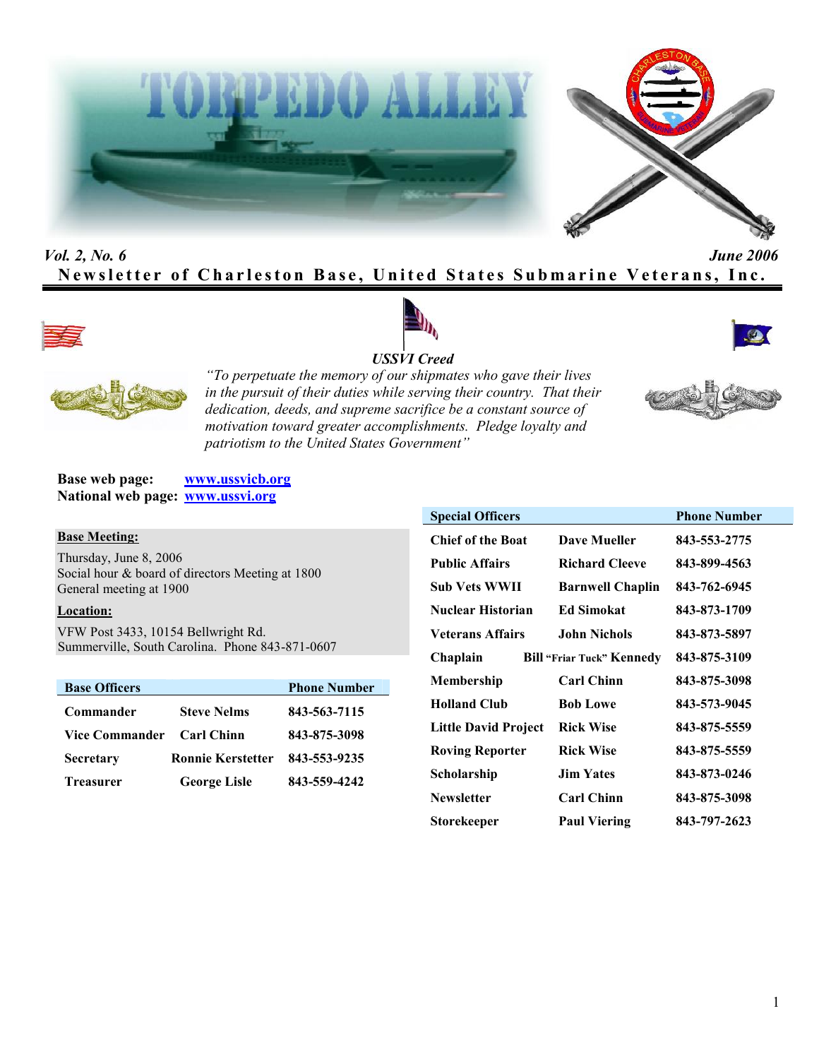# TORPEDO ALLEY

*Vol. 2, No. 6* *June 2006*

**Newsletter of Charleston Base, United States Submarine Veterans, Inc.**

***USSVI Creed***

*"To perpetuate the memory of our shipmates who gave their lives in the pursuit of their duties while serving their country. That their dedication, deeds, and supreme sacrifice be a constant source of motivation toward greater accomplishments. Pledge loyalty and patriotism to the United States Government"*

**Base web page:** www.ussvicb.org
**National web page:** www.ussvi.org

**Base Meeting:**

Thursday, June 8, 2006
Social hour & board of directors Meeting at 1800
General meeting at 1900

**Location:**

VFW Post 3433, 10154 Bellwright Rd.
Summerville, South Carolina. Phone 843-871-0607

| Base Officers | | Phone Number |
|---|---|---|
| Commander | Steve Nelms | 843-563-7115 |
| Vice Commander | Carl Chinn | 843-875-3098 |
| Secretary | Ronnie Kerstetter | 843-553-9235 |
| Treasurer | George Lisle | 843-559-4242 |

| Special Officers | | Phone Number |
|---|---|---|
| Chief of the Boat | Dave Mueller | 843-553-2775 |
| Public Affairs | Richard Cleeve | 843-899-4563 |
| Sub Vets WWII | Barnwell Chaplin | 843-762-6945 |
| Nuclear Historian | Ed Simokat | 843-873-1709 |
| Veterans Affairs | John Nichols | 843-873-5897 |
| Chaplain | Bill "Friar Tuck" Kennedy | 843-875-3109 |
| Membership | Carl Chinn | 843-875-3098 |
| Holland Club | Bob Lowe | 843-573-9045 |
| Little David Project | Rick Wise | 843-875-5559 |
| Roving Reporter | Rick Wise | 843-875-5559 |
| Scholarship | Jim Yates | 843-873-0246 |
| Newsletter | Carl Chinn | 843-875-3098 |
| Storekeeper | Paul Viering | 843-797-2623 |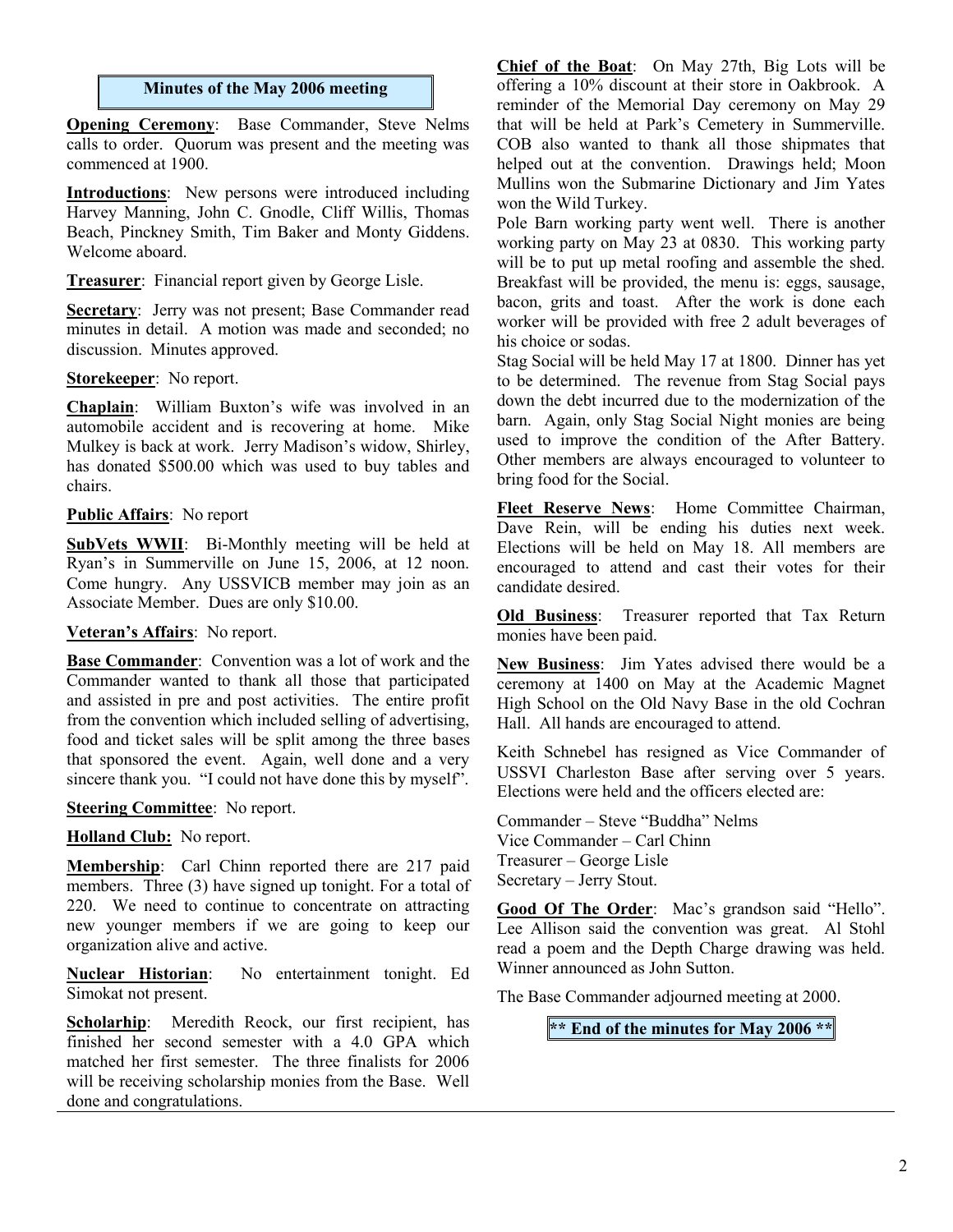## Minutes of the May 2006 meeting

**Opening Ceremony**: Base Commander, Steve Nelms calls to order. Quorum was present and the meeting was commenced at 1900.

**Introductions**: New persons were introduced including Harvey Manning, John C. Gnodle, Cliff Willis, Thomas Beach, Pinckney Smith, Tim Baker and Monty Giddens. Welcome aboard.

**Treasurer**: Financial report given by George Lisle.

**Secretary**: Jerry was not present; Base Commander read minutes in detail. A motion was made and seconded; no discussion. Minutes approved.

**Storekeeper**: No report.

**Chaplain**: William Buxton's wife was involved in an automobile accident and is recovering at home. Mike Mulkey is back at work. Jerry Madison's widow, Shirley, has donated $500.00 which was used to buy tables and chairs.

**Public Affairs**: No report

**SubVets WWII**: Bi-Monthly meeting will be held at Ryan's in Summerville on June 15, 2006, at 12 noon. Come hungry. Any USSVICB member may join as an Associate Member. Dues are only $10.00.

**Veteran's Affairs**: No report.

**Base Commander**: Convention was a lot of work and the Commander wanted to thank all those that participated and assisted in pre and post activities. The entire profit from the convention which included selling of advertising, food and ticket sales will be split among the three bases that sponsored the event. Again, well done and a very sincere thank you. "I could not have done this by myself".

**Steering Committee**: No report.

**Holland Club:** No report.

**Membership**: Carl Chinn reported there are 217 paid members. Three (3) have signed up tonight. For a total of 220. We need to continue to concentrate on attracting new younger members if we are going to keep our organization alive and active.

**Nuclear Historian**: No entertainment tonight. Ed Simokat not present.

**Scholarhip**: Meredith Reock, our first recipient, has finished her second semester with a 4.0 GPA which matched her first semester. The three finalists for 2006 will be receiving scholarship monies from the Base. Well done and congratulations.

**Chief of the Boat**: On May 27th, Big Lots will be offering a 10% discount at their store in Oakbrook. A reminder of the Memorial Day ceremony on May 29 that will be held at Park's Cemetery in Summerville. COB also wanted to thank all those shipmates that helped out at the convention. Drawings held; Moon Mullins won the Submarine Dictionary and Jim Yates won the Wild Turkey.

Pole Barn working party went well. There is another working party on May 23 at 0830. This working party will be to put up metal roofing and assemble the shed. Breakfast will be provided, the menu is: eggs, sausage, bacon, grits and toast. After the work is done each worker will be provided with free 2 adult beverages of his choice or sodas.

Stag Social will be held May 17 at 1800. Dinner has yet to be determined. The revenue from Stag Social pays down the debt incurred due to the modernization of the barn. Again, only Stag Social Night monies are being used to improve the condition of the After Battery. Other members are always encouraged to volunteer to bring food for the Social.

**Fleet Reserve News**: Home Committee Chairman, Dave Rein, will be ending his duties next week. Elections will be held on May 18. All members are encouraged to attend and cast their votes for their candidate desired.

**Old Business**: Treasurer reported that Tax Return monies have been paid.

**New Business**: Jim Yates advised there would be a ceremony at 1400 on May at the Academic Magnet High School on the Old Navy Base in the old Cochran Hall. All hands are encouraged to attend.

Keith Schnebel has resigned as Vice Commander of USSVI Charleston Base after serving over 5 years. Elections were held and the officers elected are:

Commander – Steve "Buddha" Nelms
Vice Commander – Carl Chinn
Treasurer – George Lisle
Secretary – Jerry Stout.

**Good Of The Order**: Mac's grandson said "Hello". Lee Allison said the convention was great. Al Stohl read a poem and the Depth Charge drawing was held. Winner announced as John Sutton.

The Base Commander adjourned meeting at 2000.

**\*\* End of the minutes for May 2006 \*\***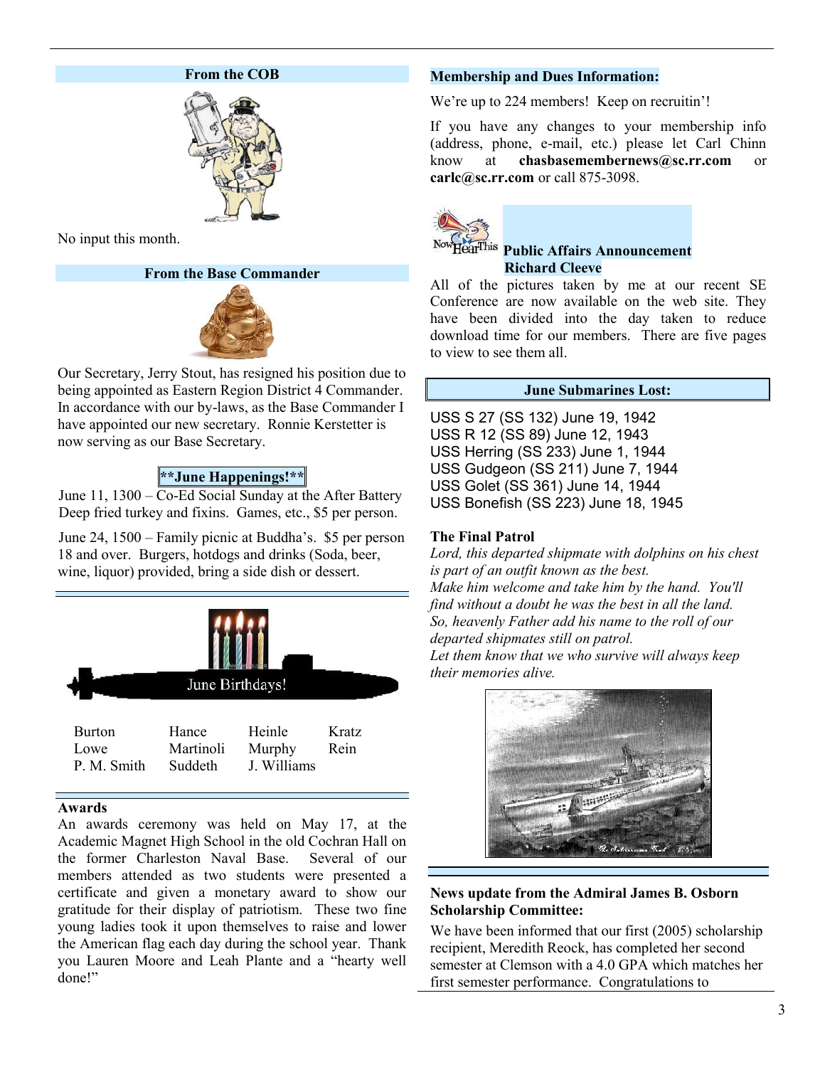## From the COB

No input this month.

## From the Base Commander

Our Secretary, Jerry Stout, has resigned his position due to being appointed as Eastern Region District 4 Commander. In accordance with our by-laws, as the Base Commander I have appointed our new secretary. Ronnie Kerstetter is now serving as our Base Secretary.

### **June Happenings!**

June 11, 1300 – Co-Ed Social Sunday at the After Battery Deep fried turkey and fixins. Games, etc., $5 per person.

June 24, 1500 – Family picnic at Buddha's. $5 per person 18 and over. Burgers, hotdogs and drinks (Soda, beer, wine, liquor) provided, bring a side dish or dessert.

## June Birthdays!

| | | | |
|---|---|---|---|
| Burton | Hance | Heinle | Kratz |
| Lowe | Martinoli | Murphy | Rein |
| P. M. Smith | Suddeth | J. Williams | |

## Awards

An awards ceremony was held on May 17, at the Academic Magnet High School in the old Cochran Hall on the former Charleston Naval Base. Several of our members attended as two students were presented a certificate and given a monetary award to show our gratitude for their display of patriotism. These two fine young ladies took it upon themselves to raise and lower the American flag each day during the school year. Thank you Lauren Moore and Leah Plante and a "hearty well done!"

## Membership and Dues Information:

We're up to 224 members! Keep on recruitin'!

If you have any changes to your membership info (address, phone, e-mail, etc.) please let Carl Chinn know at **chasbasemembernews@sc.rr.com** or **carlc@sc.rr.com** or call 875-3098.

## Public Affairs Announcement
**Richard Cleeve**

All of the pictures taken by me at our recent SE Conference are now available on the web site. They have been divided into the day taken to reduce download time for our members. There are five pages to view to see them all.

## June Submarines Lost:

USS S 27 (SS 132) June 19, 1942
USS R 12 (SS 89) June 12, 1943
USS Herring (SS 233) June 1, 1944
USS Gudgeon (SS 211) June 7, 1944
USS Golet (SS 361) June 14, 1944
USS Bonefish (SS 223) June 18, 1945

## The Final Patrol

*Lord, this departed shipmate with dolphins on his chest is part of an outfit known as the best.*
*Make him welcome and take him by the hand. You'll find without a doubt he was the best in all the land.*
*So, heavenly Father add his name to the roll of our departed shipmates still on patrol.*
*Let them know that we who survive will always keep their memories alive.*

## News update from the Admiral James B. Osborn Scholarship Committee:

We have been informed that our first (2005) scholarship recipient, Meredith Reock, has completed her second semester at Clemson with a 4.0 GPA which matches her first semester performance. Congratulations to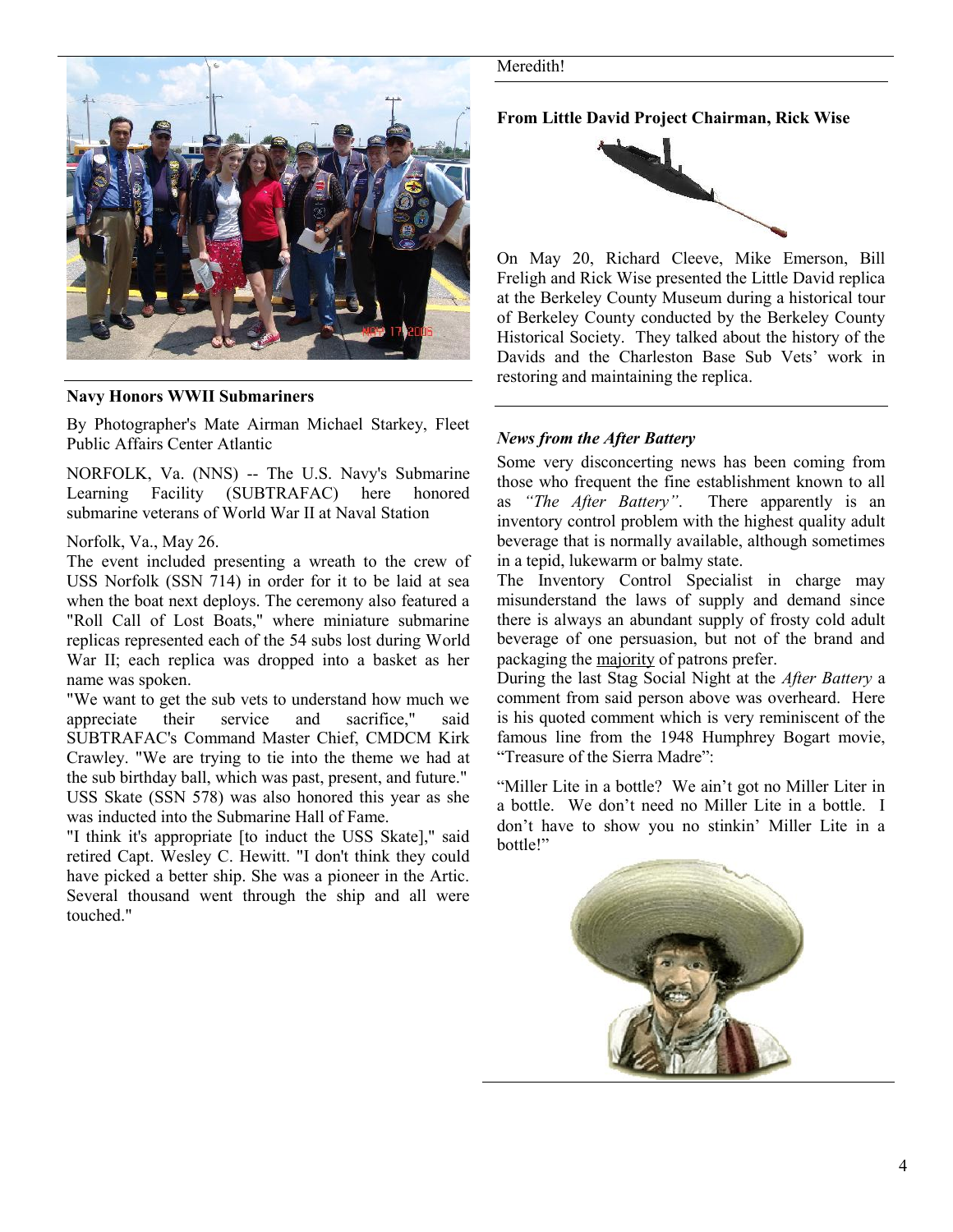## Navy Honors WWII Submariners

By Photographer's Mate Airman Michael Starkey, Fleet Public Affairs Center Atlantic

NORFOLK, Va. (NNS) -- The U.S. Navy's Submarine Learning Facility (SUBTRAFAC) here honored submarine veterans of World War II at Naval Station

Norfolk, Va., May 26.

The event included presenting a wreath to the crew of USS Norfolk (SSN 714) in order for it to be laid at sea when the boat next deploys. The ceremony also featured a "Roll Call of Lost Boats," where miniature submarine replicas represented each of the 54 subs lost during World War II; each replica was dropped into a basket as her name was spoken.

"We want to get the sub vets to understand how much we appreciate their service and sacrifice," said SUBTRAFAC's Command Master Chief, CMDCM Kirk Crawley. "We are trying to tie into the theme we had at the sub birthday ball, which was past, present, and future."

USS Skate (SSN 578) was also honored this year as she was inducted into the Submarine Hall of Fame.

"I think it's appropriate [to induct the USS Skate]," said retired Capt. Wesley C. Hewitt. "I don't think they could have picked a better ship. She was a pioneer in the Artic. Several thousand went through the ship and all were touched."

Meredith!

## From Little David Project Chairman, Rick Wise

On May 20, Richard Cleeve, Mike Emerson, Bill Freligh and Rick Wise presented the Little David replica at the Berkeley County Museum during a historical tour of Berkeley County conducted by the Berkeley County Historical Society. They talked about the history of the Davids and the Charleston Base Sub Vets' work in restoring and maintaining the replica.

## *News from the After Battery*

Some very disconcerting news has been coming from those who frequent the fine establishment known to all as *"The After Battery"*. There apparently is an inventory control problem with the highest quality adult beverage that is normally available, although sometimes in a tepid, lukewarm or balmy state.

The Inventory Control Specialist in charge may misunderstand the laws of supply and demand since there is always an abundant supply of frosty cold adult beverage of one persuasion, but not of the brand and packaging the majority of patrons prefer.

During the last Stag Social Night at the *After Battery* a comment from said person above was overheard. Here is his quoted comment which is very reminiscent of the famous line from the 1948 Humphrey Bogart movie, "Treasure of the Sierra Madre":

"Miller Lite in a bottle? We ain't got no Miller Liter in a bottle. We don't need no Miller Lite in a bottle. I don't have to show you no stinkin' Miller Lite in a bottle!"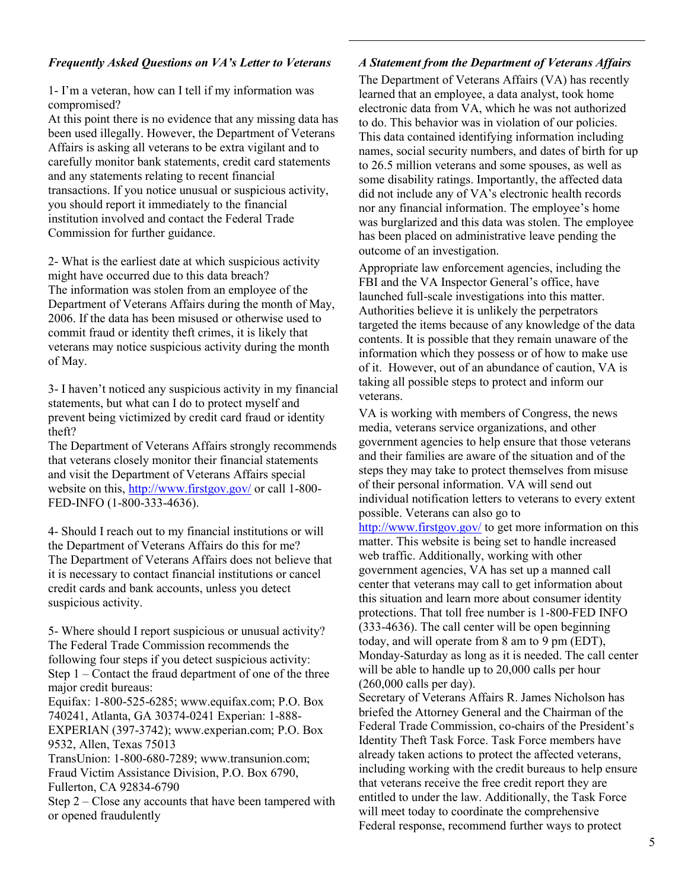### *Frequently Asked Questions on VA's Letter to Veterans*

1- I'm a veteran, how can I tell if my information was compromised?
At this point there is no evidence that any missing data has been used illegally. However, the Department of Veterans Affairs is asking all veterans to be extra vigilant and to carefully monitor bank statements, credit card statements and any statements relating to recent financial transactions. If you notice unusual or suspicious activity, you should report it immediately to the financial institution involved and contact the Federal Trade Commission for further guidance.

2- What is the earliest date at which suspicious activity might have occurred due to this data breach?
The information was stolen from an employee of the Department of Veterans Affairs during the month of May, 2006. If the data has been misused or otherwise used to commit fraud or identity theft crimes, it is likely that veterans may notice suspicious activity during the month of May.

3- I haven't noticed any suspicious activity in my financial statements, but what can I do to protect myself and prevent being victimized by credit card fraud or identity theft?
The Department of Veterans Affairs strongly recommends that veterans closely monitor their financial statements and visit the Department of Veterans Affairs special website on this, http://www.firstgov.gov/ or call 1-800-FED-INFO (1-800-333-4636).

4- Should I reach out to my financial institutions or will the Department of Veterans Affairs do this for me?
The Department of Veterans Affairs does not believe that it is necessary to contact financial institutions or cancel credit cards and bank accounts, unless you detect suspicious activity.

5- Where should I report suspicious or unusual activity?
The Federal Trade Commission recommends the following four steps if you detect suspicious activity:
Step 1 – Contact the fraud department of one of the three major credit bureaus:
Equifax: 1-800-525-6285; www.equifax.com; P.O. Box 740241, Atlanta, GA 30374-0241 Experian: 1-888-EXPERIAN (397-3742); www.experian.com; P.O. Box 9532, Allen, Texas 75013
TransUnion: 1-800-680-7289; www.transunion.com; Fraud Victim Assistance Division, P.O. Box 6790, Fullerton, CA 92834-6790
Step 2 – Close any accounts that have been tampered with or opened fraudulently

### *A Statement from the Department of Veterans Affairs*

The Department of Veterans Affairs (VA) has recently learned that an employee, a data analyst, took home electronic data from VA, which he was not authorized to do. This behavior was in violation of our policies. This data contained identifying information including names, social security numbers, and dates of birth for up to 26.5 million veterans and some spouses, as well as some disability ratings. Importantly, the affected data did not include any of VA's electronic health records nor any financial information. The employee's home was burglarized and this data was stolen. The employee has been placed on administrative leave pending the outcome of an investigation.

Appropriate law enforcement agencies, including the FBI and the VA Inspector General's office, have launched full-scale investigations into this matter. Authorities believe it is unlikely the perpetrators targeted the items because of any knowledge of the data contents. It is possible that they remain unaware of the information which they possess or of how to make use of it. However, out of an abundance of caution, VA is taking all possible steps to protect and inform our veterans.

VA is working with members of Congress, the news media, veterans service organizations, and other government agencies to help ensure that those veterans and their families are aware of the situation and of the steps they may take to protect themselves from misuse of their personal information. VA will send out individual notification letters to veterans to every extent possible. Veterans can also go to http://www.firstgov.gov/ to get more information on this matter. This website is being set to handle increased web traffic. Additionally, working with other government agencies, VA has set up a manned call center that veterans may call to get information about this situation and learn more about consumer identity protections. That toll free number is 1-800-FED INFO (333-4636). The call center will be open beginning today, and will operate from 8 am to 9 pm (EDT), Monday-Saturday as long as it is needed. The call center will be able to handle up to 20,000 calls per hour (260,000 calls per day).
Secretary of Veterans Affairs R. James Nicholson has briefed the Attorney General and the Chairman of the Federal Trade Commission, co-chairs of the President's Identity Theft Task Force. Task Force members have already taken actions to protect the affected veterans, including working with the credit bureaus to help ensure that veterans receive the free credit report they are entitled to under the law. Additionally, the Task Force will meet today to coordinate the comprehensive Federal response, recommend further ways to protect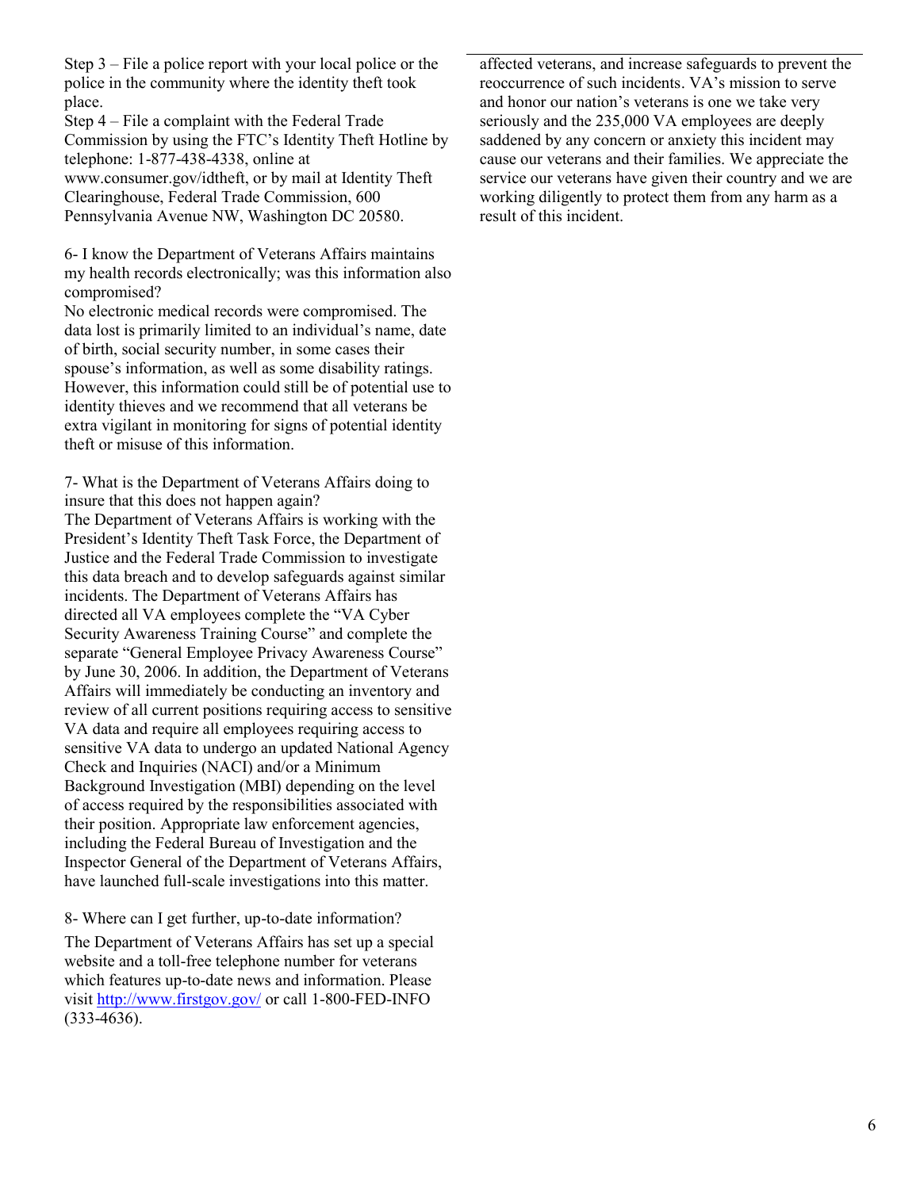Step 3 – File a police report with your local police or the police in the community where the identity theft took place.

Step 4 – File a complaint with the Federal Trade Commission by using the FTC's Identity Theft Hotline by telephone: 1-877-438-4338, online at www.consumer.gov/idtheft, or by mail at Identity Theft Clearinghouse, Federal Trade Commission, 600 Pennsylvania Avenue NW, Washington DC 20580.

6- I know the Department of Veterans Affairs maintains my health records electronically; was this information also compromised?

No electronic medical records were compromised. The data lost is primarily limited to an individual's name, date of birth, social security number, in some cases their spouse's information, as well as some disability ratings. However, this information could still be of potential use to identity thieves and we recommend that all veterans be extra vigilant in monitoring for signs of potential identity theft or misuse of this information.

7- What is the Department of Veterans Affairs doing to insure that this does not happen again?

The Department of Veterans Affairs is working with the President's Identity Theft Task Force, the Department of Justice and the Federal Trade Commission to investigate this data breach and to develop safeguards against similar incidents. The Department of Veterans Affairs has directed all VA employees complete the "VA Cyber Security Awareness Training Course" and complete the separate "General Employee Privacy Awareness Course" by June 30, 2006. In addition, the Department of Veterans Affairs will immediately be conducting an inventory and review of all current positions requiring access to sensitive VA data and require all employees requiring access to sensitive VA data to undergo an updated National Agency Check and Inquiries (NACI) and/or a Minimum Background Investigation (MBI) depending on the level of access required by the responsibilities associated with their position. Appropriate law enforcement agencies, including the Federal Bureau of Investigation and the Inspector General of the Department of Veterans Affairs, have launched full-scale investigations into this matter.

8- Where can I get further, up-to-date information?

The Department of Veterans Affairs has set up a special website and a toll-free telephone number for veterans which features up-to-date news and information. Please visit http://www.firstgov.gov/ or call 1-800-FED-INFO (333-4636).

affected veterans, and increase safeguards to prevent the reoccurrence of such incidents. VA's mission to serve and honor our nation's veterans is one we take very seriously and the 235,000 VA employees are deeply saddened by any concern or anxiety this incident may cause our veterans and their families. We appreciate the service our veterans have given their country and we are working diligently to protect them from any harm as a result of this incident.